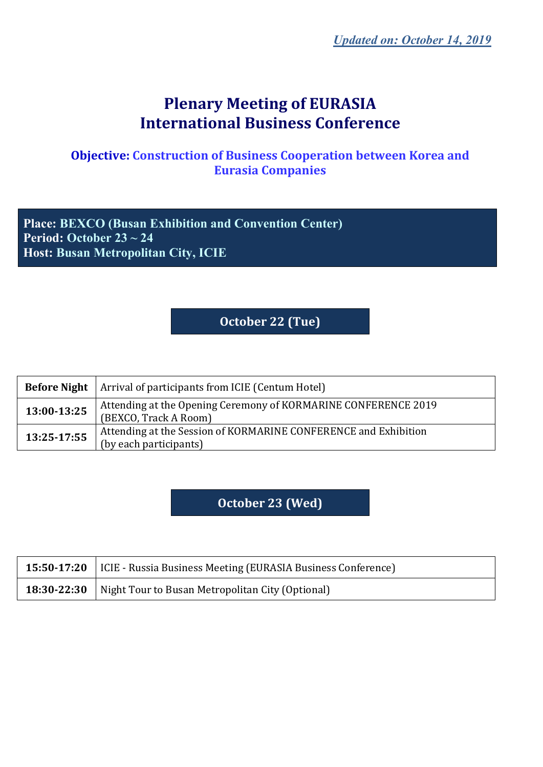*Updated on: October 14, 2019*

# Plenary Meeting of EURASIA International Business Conference

**Objective: Construction of Business Cooperation between Korea and Eurasia Companies**

**Place: BEXCO (Busan Exhibition and Convention Center)**
**Period: October 23 ~ 24**
**Host: Busan Metropolitan City, ICIE**

## October 22 (Tue)

| | |
|---|---|
| **Before Night** | Arrival of participants from ICIE (Centum Hotel) |
| **13:00-13:25** | Attending at the Opening Ceremony of KORMARINE CONFERENCE 2019 (BEXCO, Track A Room) |
| **13:25-17:55** | Attending at the Session of KORMARINE CONFERENCE and Exhibition (by each participants) |

## October 23 (Wed)

| | |
|---|---|
| **15:50-17:20** | ICIE - Russia Business Meeting (EURASIA Business Conference) |
| **18:30-22:30** | Night Tour to Busan Metropolitan City (Optional) |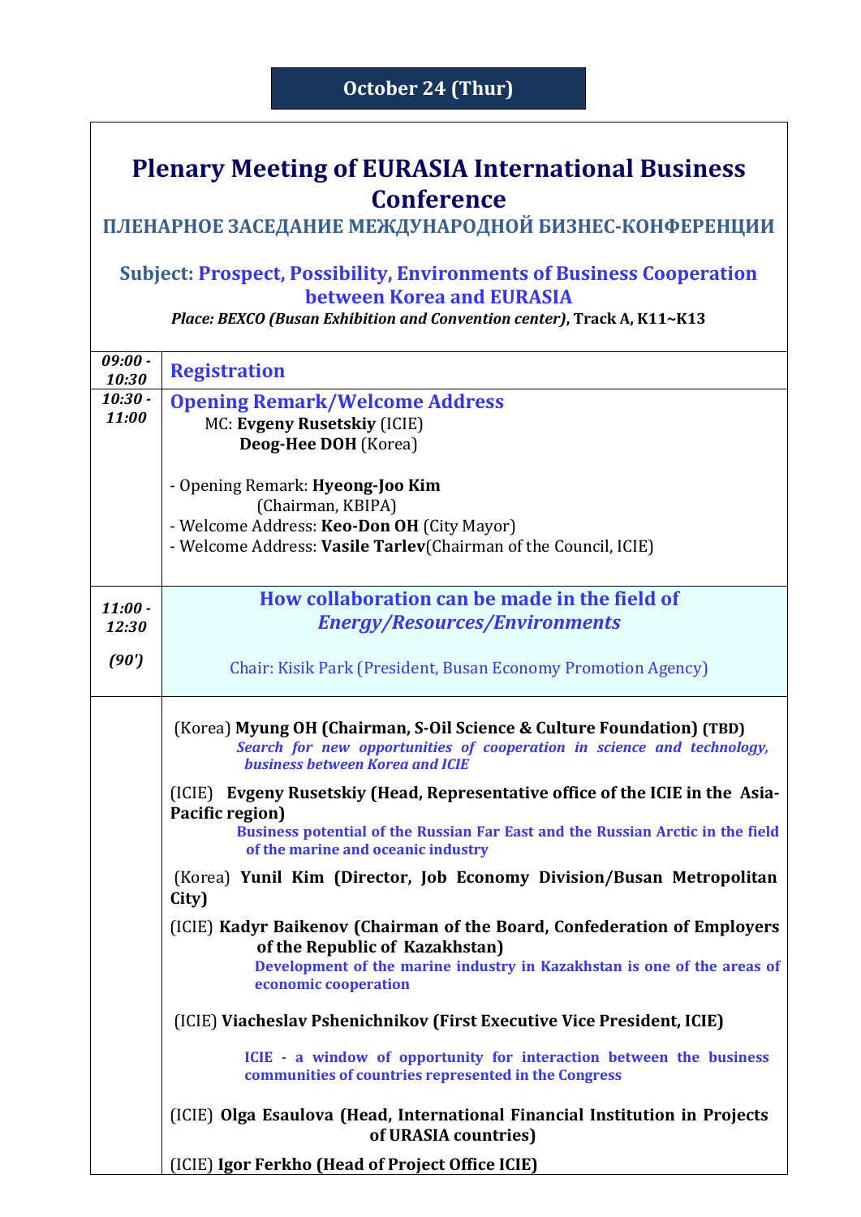**October 24 (Thur)**

# Plenary Meeting of EURASIA International Business Conference

## ПЛЕНАРНОЕ ЗАСЕДАНИЕ МЕЖДУНАРОДНОЙ БИЗНЕС-КОНФЕРЕНЦИИ

### Subject: Prospect, Possibility, Environments of Business Cooperation between Korea and EURASIA

***Place: BEXCO (Busan Exhibition and Convention center)*, Track A, K11~K13**

| Time | Program |
|---|---|
| ***09:00 - 10:30*** | **Registration** |
| ***10:30 - 11:00*** | **Opening Remark/Welcome Address**<br>MC: **Evgeny Rusetskiy** (ICIE)<br>**Deog-Hee DOH** (Korea)<br><br>- Opening Remark: **Hyeong-Joo Kim** (Chairman, KBIPA)<br>- Welcome Address: **Keo-Don OH** (City Mayor)<br>- Welcome Address: **Vasile Tarlev**(Chairman of the Council, ICIE) |
| ***11:00 - 12:30***<br><br>***(90')*** | **How collaboration can be made in the field of *Energy/Resources/Environments***<br><br>Chair: Kisik Park (President, Busan Economy Promotion Agency) |
| | (Korea) **Myung OH (Chairman, S-Oil Science & Culture Foundation) (TBD)**<br>***Search for new opportunities of cooperation in science and technology, business between Korea and ICIE***<br><br>(ICIE) **Evgeny Rusetskiy (Head, Representative office of the ICIE in the Asia-Pacific region)**<br>**Business potential of the Russian Far East and the Russian Arctic in the field of the marine and oceanic industry**<br><br>(Korea) **Yunil Kim (Director, Job Economy Division/Busan Metropolitan City)**<br><br>(ICIE) **Kadyr Baikenov (Chairman of the Board, Confederation of Employers of the Republic of Kazakhstan)**<br>**Development of the marine industry in Kazakhstan is one of the areas of economic cooperation**<br><br>(ICIE) **Viacheslav Pshenichnikov (First Executive Vice President, ICIE)**<br>**ICIE - a window of opportunity for interaction between the business communities of countries represented in the Congress**<br><br>(ICIE) **Olga Esaulova (Head, International Financial Institution in Projects of URASIA countries)**<br><br>(ICIE) **Igor Ferkho (Head of Project Office ICIE)** |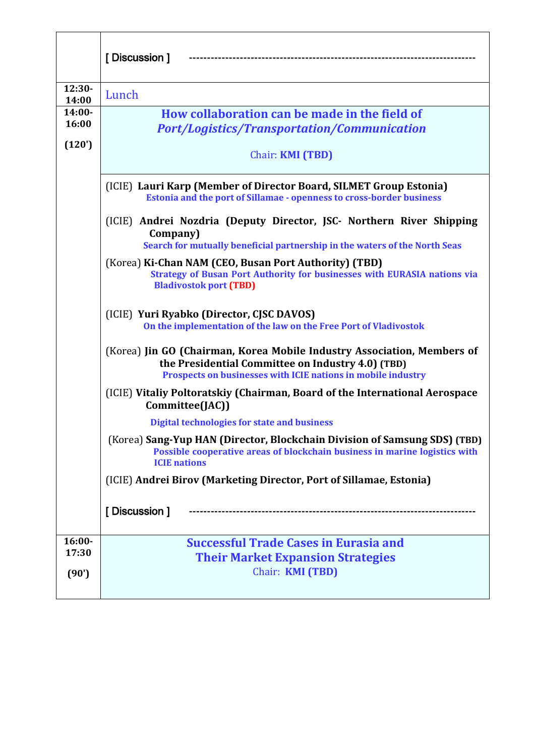| | |
|---|---|
| | [ Discussion ] ---------------------------------------------------------------------------- |
| 12:30-14:00 | Lunch |
| 14:00-16:00<br><br>(120') | **How collaboration can be made in the field of *Port/Logistics/Transportation/Communication***<br><br>Chair: **KMI (TBD)** |
| | (ICIE) **Lauri Karp (Member of Director Board, SILMET Group Estonia)**<br>**Estonia and the port of Sillamae - openness to cross-border business**<br><br>(ICIE) **Andrei Nozdria (Deputy Director, JSC- Northern River Shipping Company)**<br>**Search for mutually beneficial partnership in the waters of the North Seas**<br><br>(Korea) **Ki-Chan NAM (CEO, Busan Port Authority) (TBD)**<br>**Strategy of Busan Port Authority for businesses with EURASIA nations via Bladivostok port (TBD)**<br><br>(ICIE) **Yuri Ryabko (Director, CJSC DAVOS)**<br>**On the implementation of the law on the Free Port of Vladivostok**<br><br>(Korea) **Jin GO (Chairman, Korea Mobile Industry Association, Members of the Presidential Committee on Industry 4.0) (TBD)**<br>**Prospects on businesses with ICIE nations in mobile industry**<br><br>(ICIE) **Vitaliy Poltoratskiy (Chairman, Board of the International Aerospace Committee(JAC))**<br>**Digital technologies for state and business**<br><br>(Korea) **Sang-Yup HAN (Director, Blockchain Division of Samsung SDS) (TBD)**<br>**Possible cooperative areas of blockchain business in marine logistics with ICIE nations**<br><br>(ICIE) **Andrei Birov (Marketing Director, Port of Sillamae, Estonia)**<br><br>[ Discussion ] ---------------------------------------------------------------------------- |
| 16:00-17:30<br><br>(90') | **Successful Trade Cases in Eurasia and Their Market Expansion Strategies**<br>Chair: **KMI (TBD)** |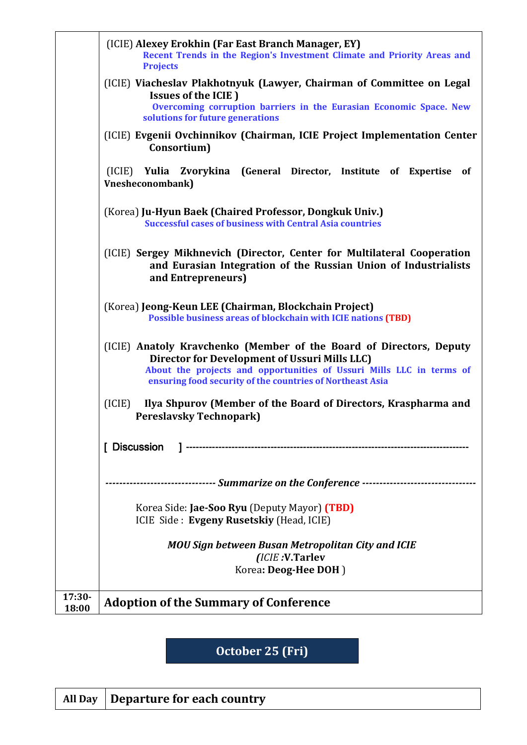| | |
|---|---|
| | (ICIE) **Alexey Erokhin (Far East Branch Manager, EY)**<br>Recent Trends in the Region's Investment Climate and Priority Areas and Projects<br><br>(ICIE) **Viacheslav Plakhotnyuk (Lawyer, Chairman of Committee on Legal Issues of the ICIE )**<br>Overcoming corruption barriers in the Eurasian Economic Space. New solutions for future generations<br><br>(ICIE) **Evgenii Ovchinnikov (Chairman, ICIE Project Implementation Center Consortium)**<br><br>(ICIE) **Yulia Zvorykina (General Director, Institute of Expertise of Vnesheconombank)**<br><br>(Korea) **Ju-Hyun Baek (Chaired Professor, Dongkuk Univ.)**<br>Successful cases of business with Central Asia countries<br><br>(ICIE) **Sergey Mikhnevich (Director, Center for Multilateral Cooperation and Eurasian Integration of the Russian Union of Industrialists and Entrepreneurs)**<br><br>(Korea) **Jeong-Keun LEE (Chairman, Blockchain Project)**<br>Possible business areas of blockchain with ICIE nations **(TBD)**<br><br>(ICIE) **Anatoly Kravchenko (Member of the Board of Directors, Deputy Director for Development of Ussuri Mills LLC)**<br>About the projects and opportunities of Ussuri Mills LLC in terms of ensuring food security of the countries of Northeast Asia<br><br>(ICIE) **Ilya Shpurov (Member of the Board of Directors, Kraspharma and Pereslavsky Technopark)**<br><br>[ Discussion ] ----------------------------------------------------------------------------------<br><br>------------------------------ ***Summarize on the Conference*** --------------------------------<br><br>Korea Side: **Jae-Soo Ryu** (Deputy Mayor) **(TBD)**<br>ICIE Side : **Evgeny Rusetskiy** (Head, ICIE)<br><br>***MOU Sign between Busan Metropolitan City and ICIE***<br>*(ICIE :***V.Tarlev**<br>Korea**: Deog-Hee DOH** ) |
| **17:30-18:00** | **Adoption of the Summary of Conference** |

## October 25 (Fri)

| | |
|---|---|
| **All Day** | **Departure for each country** |